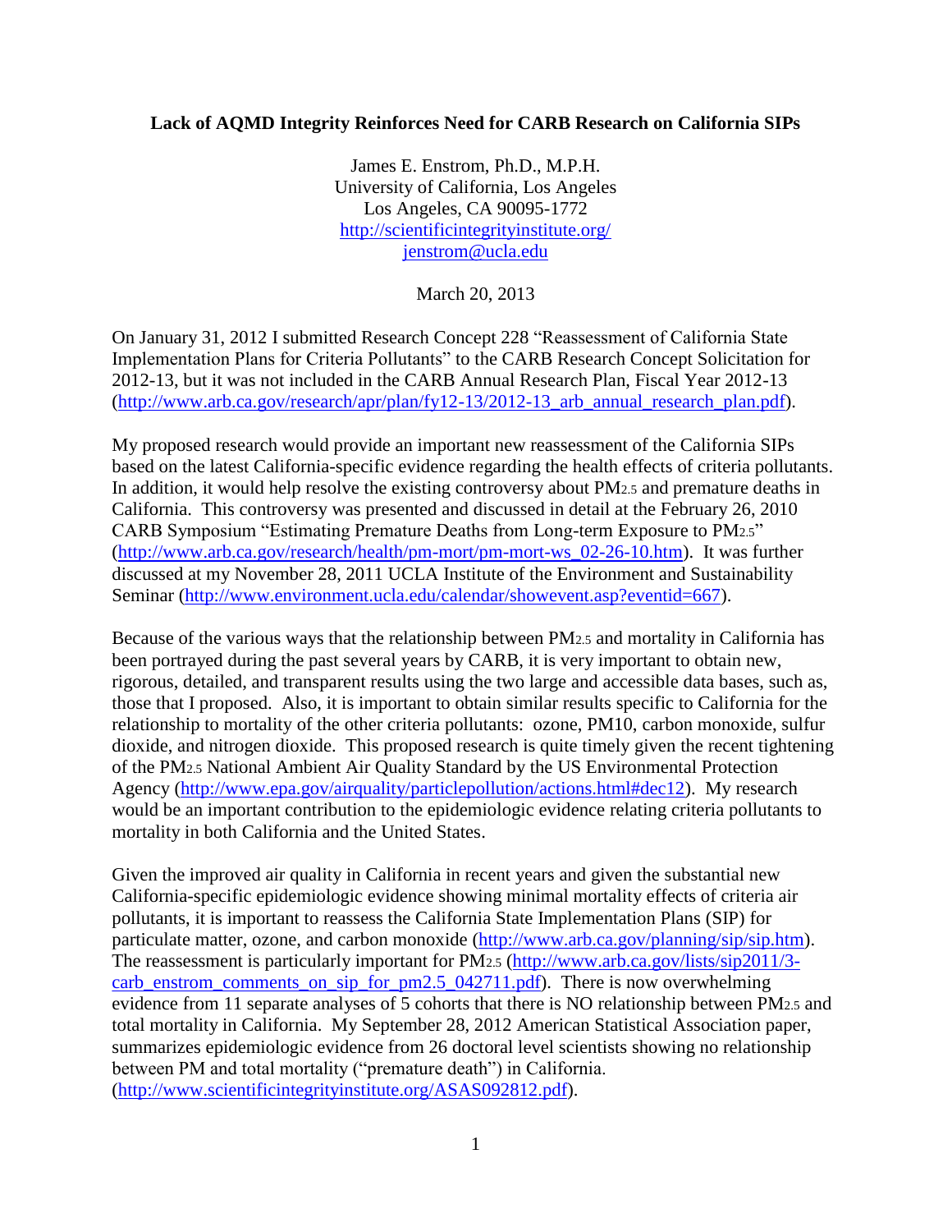**Lack of AQMD Integrity Reinforces Need for CARB Research on California SIPs**

James E. Enstrom, Ph.D., M.P.H.
University of California, Los Angeles
Los Angeles, CA 90095-1772
http://scientificintegrityinstitute.org/
jenstrom@ucla.edu

March 20, 2013

On January 31, 2012 I submitted Research Concept 228 "Reassessment of California State Implementation Plans for Criteria Pollutants" to the CARB Research Concept Solicitation for 2012-13, but it was not included in the CARB Annual Research Plan, Fiscal Year 2012-13 (http://www.arb.ca.gov/research/apr/plan/fy12-13/2012-13_arb_annual_research_plan.pdf).

My proposed research would provide an important new reassessment of the California SIPs based on the latest California-specific evidence regarding the health effects of criteria pollutants. In addition, it would help resolve the existing controversy about $PM_{2.5}$ and premature deaths in California. This controversy was presented and discussed in detail at the February 26, 2010 CARB Symposium "Estimating Premature Deaths from Long-term Exposure to $PM_{2.5}$" (http://www.arb.ca.gov/research/health/pm-mort/pm-mort-ws_02-26-10.htm). It was further discussed at my November 28, 2011 UCLA Institute of the Environment and Sustainability Seminar (http://www.environment.ucla.edu/calendar/showevent.asp?eventid=667).

Because of the various ways that the relationship between $PM_{2.5}$ and mortality in California has been portrayed during the past several years by CARB, it is very important to obtain new, rigorous, detailed, and transparent results using the two large and accessible data bases, such as, those that I proposed. Also, it is important to obtain similar results specific to California for the relationship to mortality of the other criteria pollutants: ozone, PM10, carbon monoxide, sulfur dioxide, and nitrogen dioxide. This proposed research is quite timely given the recent tightening of the $PM_{2.5}$ National Ambient Air Quality Standard by the US Environmental Protection Agency (http://www.epa.gov/airquality/particlepollution/actions.html#dec12). My research would be an important contribution to the epidemiologic evidence relating criteria pollutants to mortality in both California and the United States.

Given the improved air quality in California in recent years and given the substantial new California-specific epidemiologic evidence showing minimal mortality effects of criteria air pollutants, it is important to reassess the California State Implementation Plans (SIP) for particulate matter, ozone, and carbon monoxide (http://www.arb.ca.gov/planning/sip/sip.htm). The reassessment is particularly important for $PM_{2.5}$ (http://www.arb.ca.gov/lists/sip2011/3-carb_enstrom_comments_on_sip_for_pm2.5_042711.pdf). There is now overwhelming evidence from 11 separate analyses of 5 cohorts that there is NO relationship between $PM_{2.5}$ and total mortality in California. My September 28, 2012 American Statistical Association paper, summarizes epidemiologic evidence from 26 doctoral level scientists showing no relationship between PM and total mortality ("premature death") in California. (http://www.scientificintegrityinstitute.org/ASAS092812.pdf).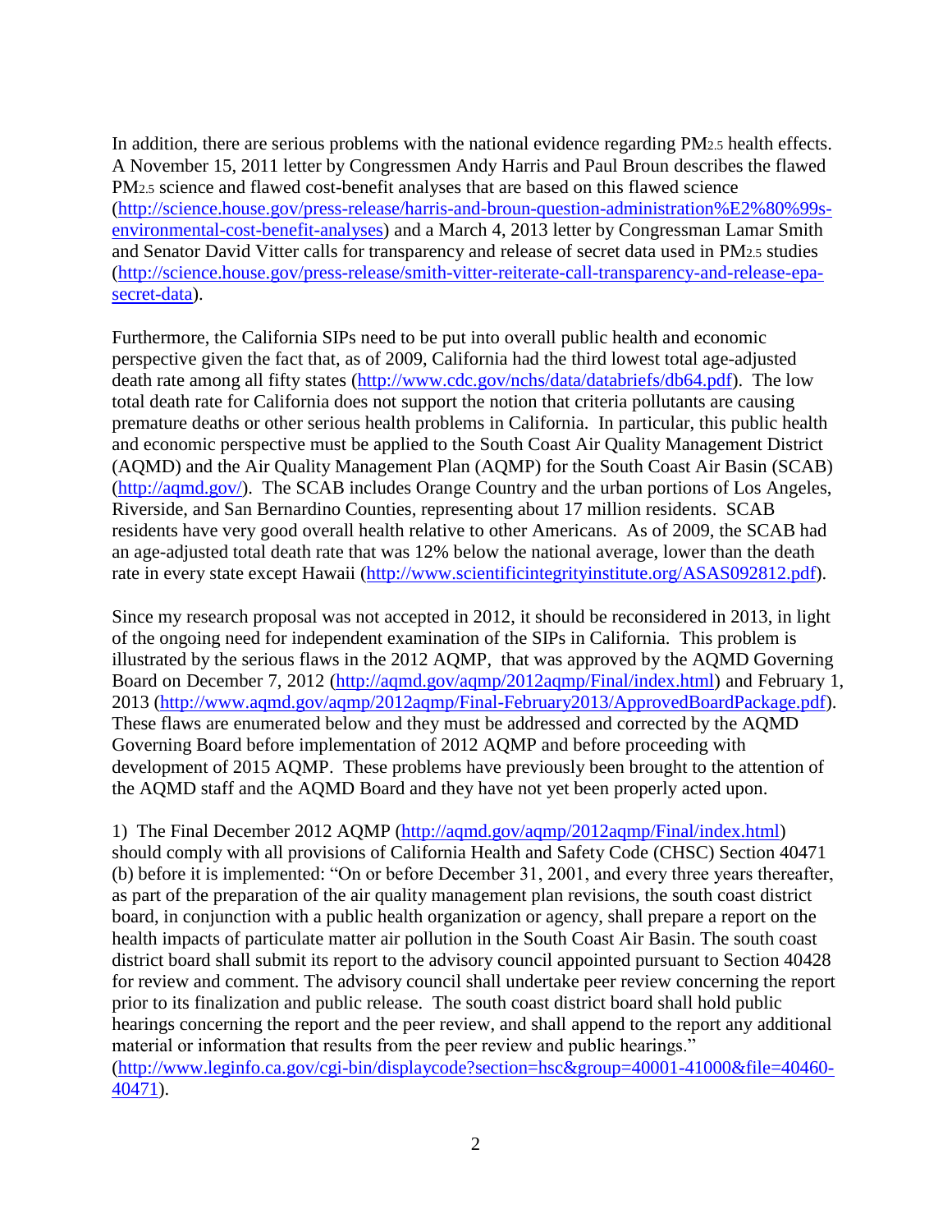In addition, there are serious problems with the national evidence regarding $PM_{2.5}$ health effects. A November 15, 2011 letter by Congressmen Andy Harris and Paul Broun describes the flawed $PM_{2.5}$ science and flawed cost-benefit analyses that are based on this flawed science (http://science.house.gov/press-release/harris-and-broun-question-administration%E2%80%99s-environmental-cost-benefit-analyses) and a March 4, 2013 letter by Congressman Lamar Smith and Senator David Vitter calls for transparency and release of secret data used in $PM_{2.5}$ studies (http://science.house.gov/press-release/smith-vitter-reiterate-call-transparency-and-release-epa-secret-data).

Furthermore, the California SIPs need to be put into overall public health and economic perspective given the fact that, as of 2009, California had the third lowest total age-adjusted death rate among all fifty states (http://www.cdc.gov/nchs/data/databriefs/db64.pdf). The low total death rate for California does not support the notion that criteria pollutants are causing premature deaths or other serious health problems in California. In particular, this public health and economic perspective must be applied to the South Coast Air Quality Management District (AQMD) and the Air Quality Management Plan (AQMP) for the South Coast Air Basin (SCAB) (http://aqmd.gov/). The SCAB includes Orange Country and the urban portions of Los Angeles, Riverside, and San Bernardino Counties, representing about 17 million residents. SCAB residents have very good overall health relative to other Americans. As of 2009, the SCAB had an age-adjusted total death rate that was 12% below the national average, lower than the death rate in every state except Hawaii (http://www.scientificintegrityinstitute.org/ASAS092812.pdf).

Since my research proposal was not accepted in 2012, it should be reconsidered in 2013, in light of the ongoing need for independent examination of the SIPs in California. This problem is illustrated by the serious flaws in the 2012 AQMP, that was approved by the AQMD Governing Board on December 7, 2012 (http://aqmd.gov/aqmp/2012aqmp/Final/index.html) and February 1, 2013 (http://www.aqmd.gov/aqmp/2012aqmp/Final-February2013/ApprovedBoardPackage.pdf). These flaws are enumerated below and they must be addressed and corrected by the AQMD Governing Board before implementation of 2012 AQMP and before proceeding with development of 2015 AQMP. These problems have previously been brought to the attention of the AQMD staff and the AQMD Board and they have not yet been properly acted upon.

1) The Final December 2012 AQMP (http://aqmd.gov/aqmp/2012aqmp/Final/index.html) should comply with all provisions of California Health and Safety Code (CHSC) Section 40471 (b) before it is implemented: "On or before December 31, 2001, and every three years thereafter, as part of the preparation of the air quality management plan revisions, the south coast district board, in conjunction with a public health organization or agency, shall prepare a report on the health impacts of particulate matter air pollution in the South Coast Air Basin. The south coast district board shall submit its report to the advisory council appointed pursuant to Section 40428 for review and comment. The advisory council shall undertake peer review concerning the report prior to its finalization and public release. The south coast district board shall hold public hearings concerning the report and the peer review, and shall append to the report any additional material or information that results from the peer review and public hearings." (http://www.leginfo.ca.gov/cgi-bin/displaycode?section=hsc&group=40001-41000&file=40460-40471).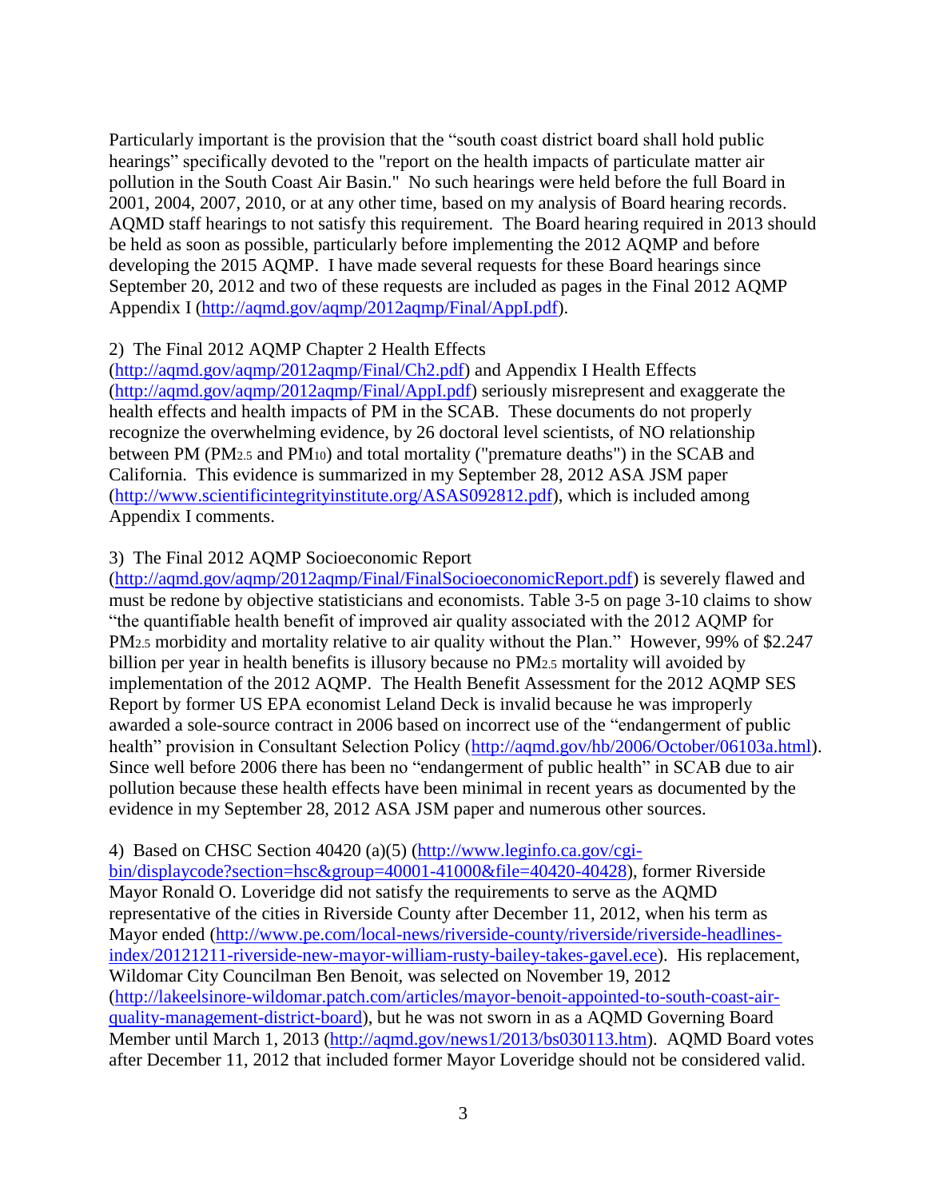Particularly important is the provision that the "south coast district board shall hold public hearings" specifically devoted to the "report on the health impacts of particulate matter air pollution in the South Coast Air Basin." No such hearings were held before the full Board in 2001, 2004, 2007, 2010, or at any other time, based on my analysis of Board hearing records. AQMD staff hearings to not satisfy this requirement. The Board hearing required in 2013 should be held as soon as possible, particularly before implementing the 2012 AQMP and before developing the 2015 AQMP. I have made several requests for these Board hearings since September 20, 2012 and two of these requests are included as pages in the Final 2012 AQMP Appendix I (http://aqmd.gov/aqmp/2012aqmp/Final/AppI.pdf).

2) The Final 2012 AQMP Chapter 2 Health Effects (http://aqmd.gov/aqmp/2012aqmp/Final/Ch2.pdf) and Appendix I Health Effects (http://aqmd.gov/aqmp/2012aqmp/Final/AppI.pdf) seriously misrepresent and exaggerate the health effects and health impacts of PM in the SCAB. These documents do not properly recognize the overwhelming evidence, by 26 doctoral level scientists, of NO relationship between PM ($PM_{2.5}$ and $PM_{10}$) and total mortality ("premature deaths") in the SCAB and California. This evidence is summarized in my September 28, 2012 ASA JSM paper (http://www.scientificintegrityinstitute.org/ASAS092812.pdf), which is included among Appendix I comments.

3) The Final 2012 AQMP Socioeconomic Report (http://aqmd.gov/aqmp/2012aqmp/Final/FinalSocioeconomicReport.pdf) is severely flawed and must be redone by objective statisticians and economists. Table 3-5 on page 3-10 claims to show "the quantifiable health benefit of improved air quality associated with the 2012 AQMP for $PM_{2.5}$ morbidity and mortality relative to air quality without the Plan." However, 99% of $2.247 billion per year in health benefits is illusory because no $PM_{2.5}$ mortality will avoided by implementation of the 2012 AQMP. The Health Benefit Assessment for the 2012 AQMP SES Report by former US EPA economist Leland Deck is invalid because he was improperly awarded a sole-source contract in 2006 based on incorrect use of the "endangerment of public health" provision in Consultant Selection Policy (http://aqmd.gov/hb/2006/October/06103a.html). Since well before 2006 there has been no "endangerment of public health" in SCAB due to air pollution because these health effects have been minimal in recent years as documented by the evidence in my September 28, 2012 ASA JSM paper and numerous other sources.

4) Based on CHSC Section 40420 (a)(5) (http://www.leginfo.ca.gov/cgi-bin/displaycode?section=hsc&group=40001-41000&file=40420-40428), former Riverside Mayor Ronald O. Loveridge did not satisfy the requirements to serve as the AQMD representative of the cities in Riverside County after December 11, 2012, when his term as Mayor ended (http://www.pe.com/local-news/riverside-county/riverside/riverside-headlines-index/20121211-riverside-new-mayor-william-rusty-bailey-takes-gavel.ece). His replacement, Wildomar City Councilman Ben Benoit, was selected on November 19, 2012 (http://lakeelsinore-wildomar.patch.com/articles/mayor-benoit-appointed-to-south-coast-air-quality-management-district-board), but he was not sworn in as a AQMD Governing Board Member until March 1, 2013 (http://aqmd.gov/news1/2013/bs030113.htm). AQMD Board votes after December 11, 2012 that included former Mayor Loveridge should not be considered valid.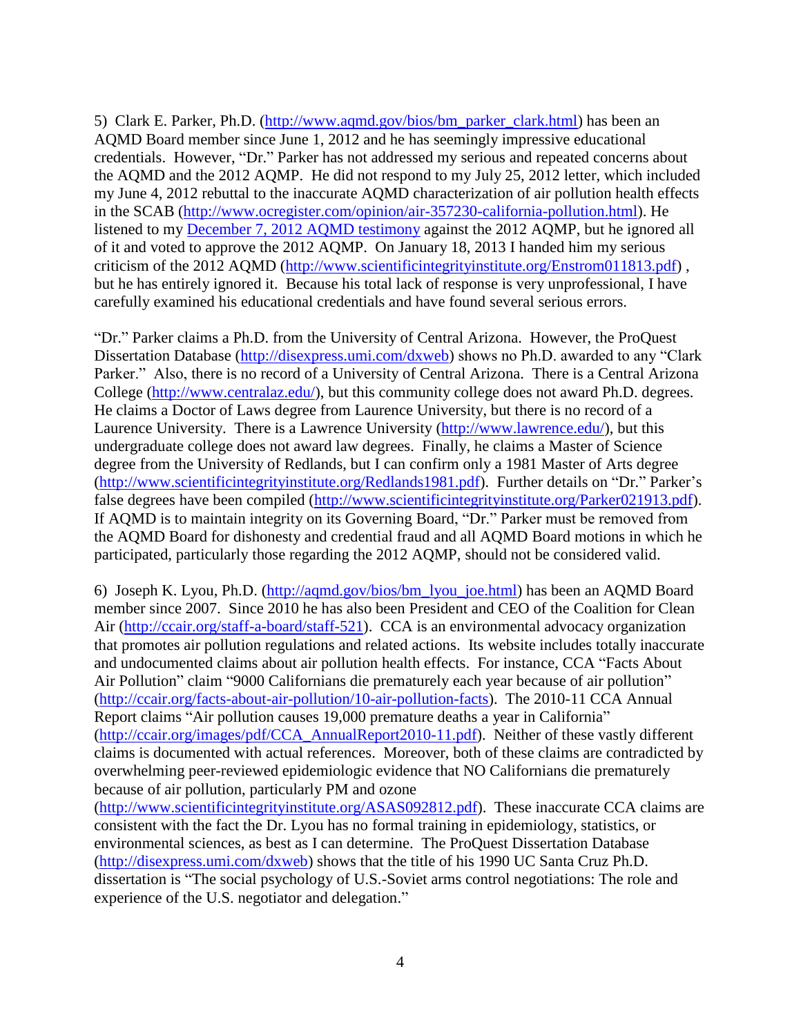5) Clark E. Parker, Ph.D. (http://www.aqmd.gov/bios/bm_parker_clark.html) has been an AQMD Board member since June 1, 2012 and he has seemingly impressive educational credentials. However, "Dr." Parker has not addressed my serious and repeated concerns about the AQMD and the 2012 AQMP. He did not respond to my July 25, 2012 letter, which included my June 4, 2012 rebuttal to the inaccurate AQMD characterization of air pollution health effects in the SCAB (http://www.ocregister.com/opinion/air-357230-california-pollution.html). He listened to my [December 7, 2012 AQMD testimony](December 7, 2012 AQMD testimony) against the 2012 AQMP, but he ignored all of it and voted to approve the 2012 AQMP. On January 18, 2013 I handed him my serious criticism of the 2012 AQMD (http://www.scientificintegrityinstitute.org/Enstrom011813.pdf), but he has entirely ignored it. Because his total lack of response is very unprofessional, I have carefully examined his educational credentials and have found several serious errors.

"Dr." Parker claims a Ph.D. from the University of Central Arizona. However, the ProQuest Dissertation Database (http://disexpress.umi.com/dxweb) shows no Ph.D. awarded to any "Clark Parker." Also, there is no record of a University of Central Arizona. There is a Central Arizona College (http://www.centralaz.edu/), but this community college does not award Ph.D. degrees. He claims a Doctor of Laws degree from Laurence University, but there is no record of a Laurence University. There is a Lawrence University (http://www.lawrence.edu/), but this undergraduate college does not award law degrees. Finally, he claims a Master of Science degree from the University of Redlands, but I can confirm only a 1981 Master of Arts degree (http://www.scientificintegrityinstitute.org/Redlands1981.pdf). Further details on "Dr." Parker's false degrees have been compiled (http://www.scientificintegrityinstitute.org/Parker021913.pdf). If AQMD is to maintain integrity on its Governing Board, "Dr." Parker must be removed from the AQMD Board for dishonesty and credential fraud and all AQMD Board motions in which he participated, particularly those regarding the 2012 AQMP, should not be considered valid.

6) Joseph K. Lyou, Ph.D. (http://aqmd.gov/bios/bm_lyou_joe.html) has been an AQMD Board member since 2007. Since 2010 he has also been President and CEO of the Coalition for Clean Air (http://ccair.org/staff-a-board/staff-521). CCA is an environmental advocacy organization that promotes air pollution regulations and related actions. Its website includes totally inaccurate and undocumented claims about air pollution health effects. For instance, CCA "Facts About Air Pollution" claim "9000 Californians die prematurely each year because of air pollution" (http://ccair.org/facts-about-air-pollution/10-air-pollution-facts). The 2010-11 CCA Annual Report claims "Air pollution causes 19,000 premature deaths a year in California" (http://ccair.org/images/pdf/CCA_AnnualReport2010-11.pdf). Neither of these vastly different claims is documented with actual references. Moreover, both of these claims are contradicted by overwhelming peer-reviewed epidemiologic evidence that NO Californians die prematurely because of air pollution, particularly PM and ozone (http://www.scientificintegrityinstitute.org/ASAS092812.pdf). These inaccurate CCA claims are consistent with the fact the Dr. Lyou has no formal training in epidemiology, statistics, or environmental sciences, as best as I can determine. The ProQuest Dissertation Database (http://disexpress.umi.com/dxweb) shows that the title of his 1990 UC Santa Cruz Ph.D. dissertation is "The social psychology of U.S.-Soviet arms control negotiations: The role and experience of the U.S. negotiator and delegation."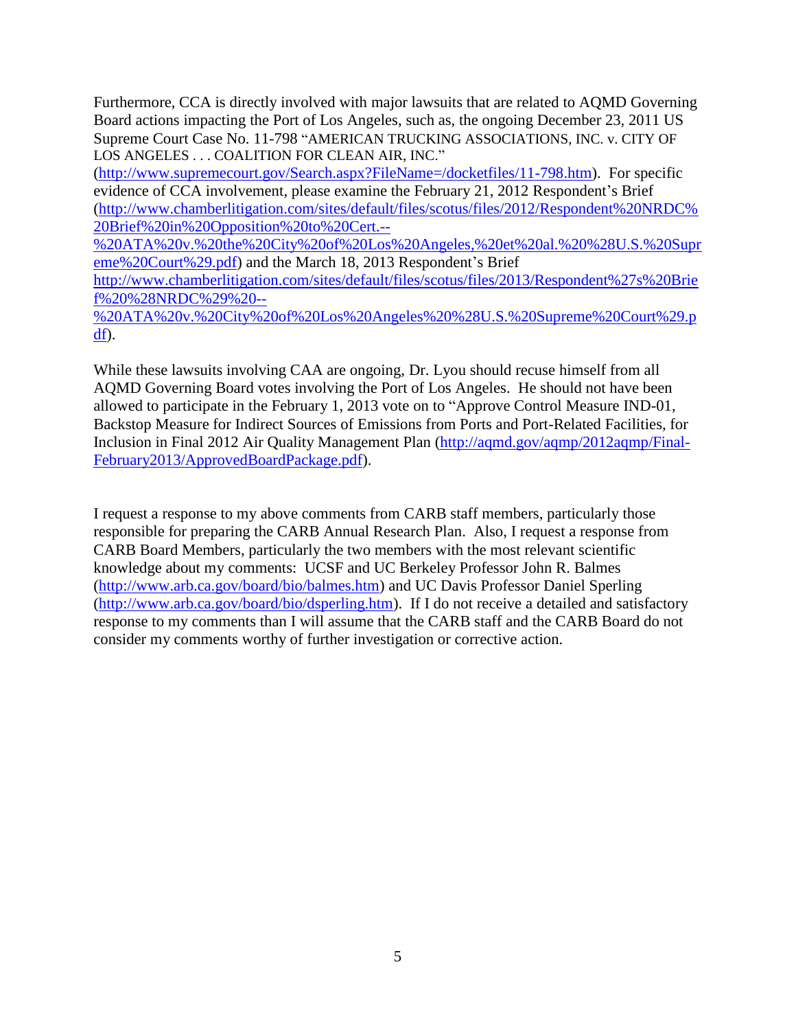Furthermore, CCA is directly involved with major lawsuits that are related to AQMD Governing Board actions impacting the Port of Los Angeles, such as, the ongoing December 23, 2011 US Supreme Court Case No. 11-798 "AMERICAN TRUCKING ASSOCIATIONS, INC. v. CITY OF LOS ANGELES . . . COALITION FOR CLEAN AIR, INC." (http://www.supremecourt.gov/Search.aspx?FileName=/docketfiles/11-798.htm). For specific evidence of CCA involvement, please examine the February 21, 2012 Respondent's Brief (http://www.chamberlitigation.com/sites/default/files/scotus/files/2012/Respondent%20NRDC%20Brief%20in%20Opposition%20to%20Cert.--%20ATA%20v.%20the%20City%20of%20Los%20Angeles,%20et%20al.%20%28U.S.%20Supreme%20Court%29.pdf) and the March 18, 2013 Respondent's Brief http://www.chamberlitigation.com/sites/default/files/scotus/files/2013/Respondent%27s%20Brief%20%28NRDC%29%20--%20ATA%20v.%20City%20of%20Los%20Angeles%20%28U.S.%20Supreme%20Court%29.pdf).

While these lawsuits involving CAA are ongoing, Dr. Lyou should recuse himself from all AQMD Governing Board votes involving the Port of Los Angeles. He should not have been allowed to participate in the February 1, 2013 vote on to "Approve Control Measure IND-01, Backstop Measure for Indirect Sources of Emissions from Ports and Port-Related Facilities, for Inclusion in Final 2012 Air Quality Management Plan (http://aqmd.gov/aqmp/2012aqmp/Final-February2013/ApprovedBoardPackage.pdf).

I request a response to my above comments from CARB staff members, particularly those responsible for preparing the CARB Annual Research Plan. Also, I request a response from CARB Board Members, particularly the two members with the most relevant scientific knowledge about my comments: UCSF and UC Berkeley Professor John R. Balmes (http://www.arb.ca.gov/board/bio/balmes.htm) and UC Davis Professor Daniel Sperling (http://www.arb.ca.gov/board/bio/dsperling.htm). If I do not receive a detailed and satisfactory response to my comments than I will assume that the CARB staff and the CARB Board do not consider my comments worthy of further investigation or corrective action.